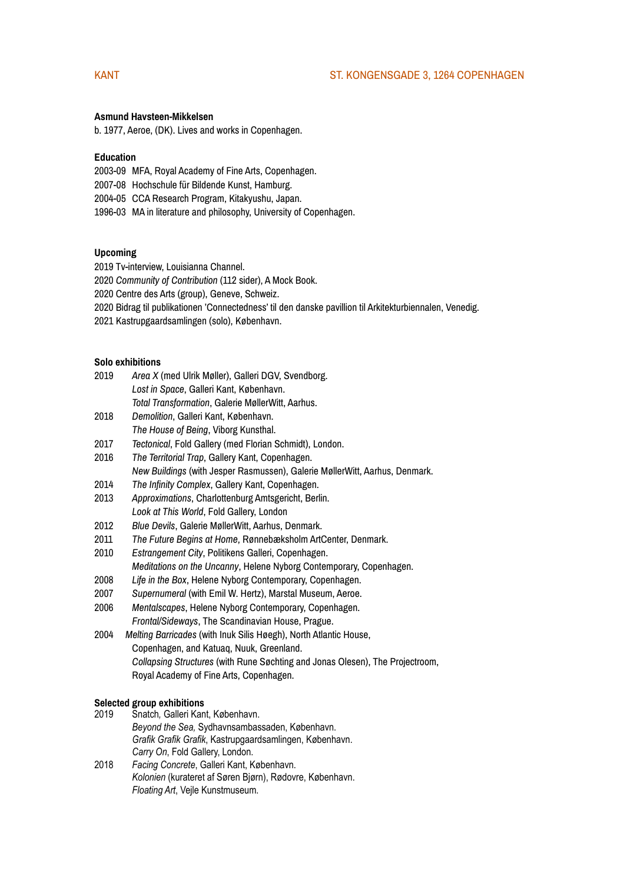KANT ST. KONGENSGADE 3, 1264 COPENHAGEN

**Asmund Havsteen-Mikkelsen**

b. 1977, Aeroe, (DK). Lives and works in Copenhagen.

**Education**

2003-09 MFA, Royal Academy of Fine Arts, Copenhagen.
2007-08 Hochschule für Bildende Kunst, Hamburg.
2004-05 CCA Research Program, Kitakyushu, Japan.
1996-03 MA in literature and philosophy, University of Copenhagen.

**Upcoming**

2019 Tv-interview, Louisianna Channel.
2020 *Community of Contribution* (112 sider), A Mock Book.
2020 Centre des Arts (group), Geneve, Schweiz.
2020 Bidrag til publikationen 'Connectedness' til den danske pavillion til Arkitekturbiennalen, Venedig.
2021 Kastrupgaardsamlingen (solo), København.

**Solo exhibitions**

2019 *Area X* (med Ulrik Møller), Galleri DGV, Svendborg.
*Lost in Space*, Galleri Kant, København.
*Total Transformation*, Galerie MøllerWitt, Aarhus.
2018 *Demolition*, Galleri Kant, København.
*The House of Being*, Viborg Kunsthal.
2017 *Tectonical*, Fold Gallery (med Florian Schmidt), London.
2016 *The Territorial Trap*, Gallery Kant, Copenhagen.
*New Buildings* (with Jesper Rasmussen), Galerie MøllerWitt, Aarhus, Denmark.
2014 *The Infinity Complex*, Gallery Kant, Copenhagen.
2013 *Approximations*, Charlottenburg Amtsgericht, Berlin.
*Look at This World*, Fold Gallery, London
2012 *Blue Devils*, Galerie MøllerWitt, Aarhus, Denmark.
2011 *The Future Begins at Home*, Rønnebæksholm ArtCenter, Denmark.
2010 *Estrangement City*, Politikens Galleri, Copenhagen.
*Meditations on the Uncanny*, Helene Nyborg Contemporary, Copenhagen.
2008 *Life in the Box*, Helene Nyborg Contemporary, Copenhagen.
2007 *Supernumeral* (with Emil W. Hertz), Marstal Museum, Aeroe.
2006 *Mentalscapes*, Helene Nyborg Contemporary, Copenhagen.
*Frontal/Sideways*, The Scandinavian House, Prague.
2004 *Melting Barricades* (with Inuk Silis Høegh), North Atlantic House, Copenhagen, and Katuaq, Nuuk, Greenland.
*Collapsing Structures* (with Rune Søchting and Jonas Olesen), The Projectroom, Royal Academy of Fine Arts, Copenhagen.

**Selected group exhibitions**

2019 Snatch, Galleri Kant, København.
*Beyond the Sea,* Sydhavnsambassaden, København.
*Grafik Grafik Grafik*, Kastrupgaardsamlingen, København.
*Carry On*, Fold Gallery, London.
2018 *Facing Concrete*, Galleri Kant, København.
*Kolonien* (kurateret af Søren Bjørn), Rødovre, København.
*Floating Art*, Vejle Kunstmuseum.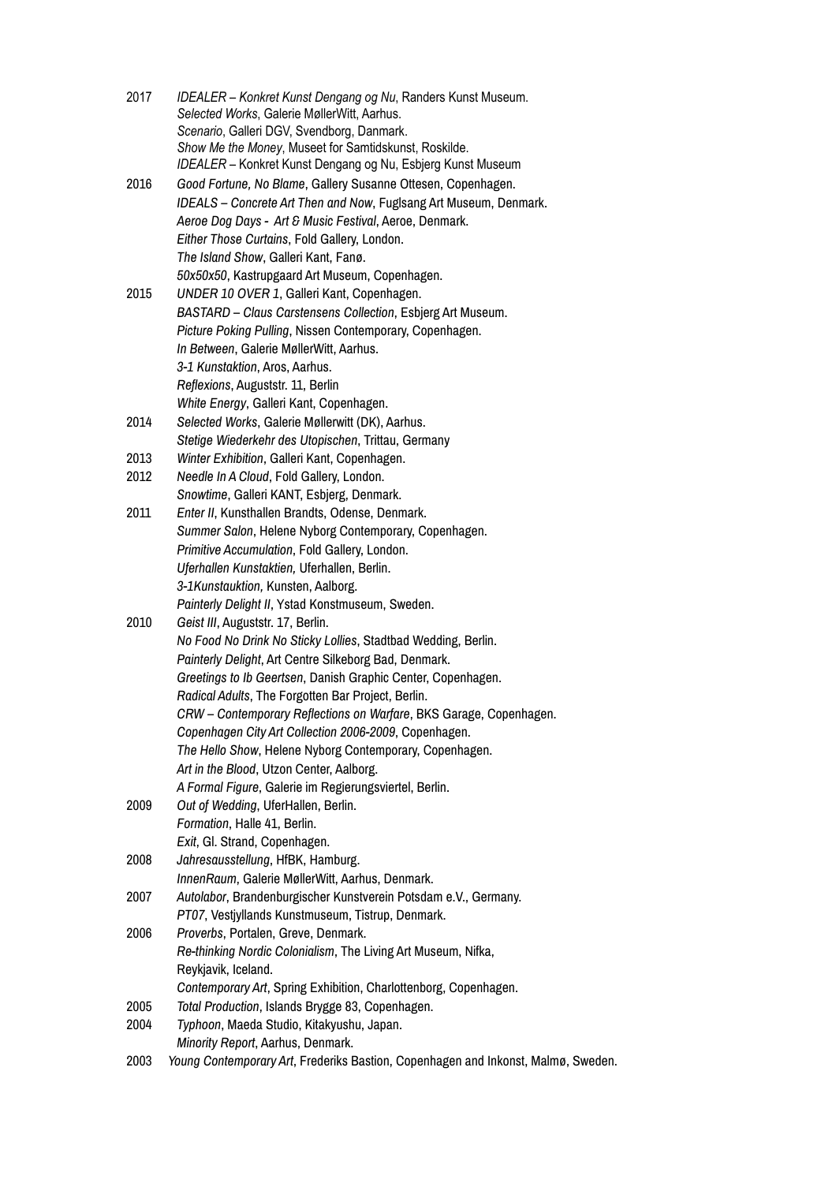2017 *IDEALER – Konkret Kunst Dengang og Nu*, Randers Kunst Museum.
*Selected Works*, Galerie MøllerWitt, Aarhus.
*Scenario*, Galleri DGV, Svendborg, Danmark.
*Show Me the Money*, Museet for Samtidskunst, Roskilde.
*IDEALER* – Konkret Kunst Dengang og Nu, Esbjerg Kunst Museum

2016 *Good Fortune, No Blame*, Gallery Susanne Ottesen, Copenhagen.
*IDEALS – Concrete Art Then and Now*, Fuglsang Art Museum, Denmark.
*Aeroe Dog Days - Art & Music Festival*, Aeroe, Denmark.
*Either Those Curtains*, Fold Gallery, London.
*The Island Show*, Galleri Kant, Fanø.
*50x50x50*, Kastrupgaard Art Museum, Copenhagen.

2015 *UNDER 10 OVER 1*, Galleri Kant, Copenhagen.
*BASTARD – Claus Carstensens Collection*, Esbjerg Art Museum.
*Picture Poking Pulling*, Nissen Contemporary, Copenhagen.
*In Between*, Galerie MøllerWitt, Aarhus.
*3-1 Kunstaktion*, Aros, Aarhus.
*Reflexions*, Auguststr. 11, Berlin
*White Energy*, Galleri Kant, Copenhagen.

2014 *Selected Works*, Galerie Møllerwitt (DK), Aarhus.
*Stetige Wiederkehr des Utopischen*, Trittau, Germany

2013 *Winter Exhibition*, Galleri Kant, Copenhagen.

2012 *Needle In A Cloud*, Fold Gallery, London.
*Snowtime*, Galleri KANT, Esbjerg, Denmark.

2011 *Enter II*, Kunsthallen Brandts, Odense, Denmark.
*Summer Salon*, Helene Nyborg Contemporary, Copenhagen.
*Primitive Accumulation*, Fold Gallery, London.
*Uferhallen Kunstaktien,* Uferhallen, Berlin.
*3-1Kunstauktion,* Kunsten, Aalborg.
*Painterly Delight II*, Ystad Konstmuseum, Sweden.

2010 *Geist III*, Auguststr. 17, Berlin.
*No Food No Drink No Sticky Lollies*, Stadtbad Wedding, Berlin.
*Painterly Delight*, Art Centre Silkeborg Bad, Denmark.
*Greetings to Ib Geertsen*, Danish Graphic Center, Copenhagen.
*Radical Adults*, The Forgotten Bar Project, Berlin.
*CRW – Contemporary Reflections on Warfare*, BKS Garage, Copenhagen.
*Copenhagen City Art Collection 2006-2009*, Copenhagen.
*The Hello Show*, Helene Nyborg Contemporary, Copenhagen.
*Art in the Blood*, Utzon Center, Aalborg.
*A Formal Figure*, Galerie im Regierungsviertel, Berlin.

2009 *Out of Wedding*, UferHallen, Berlin.
*Formation*, Halle 41, Berlin.
*Exit*, Gl. Strand, Copenhagen.

2008 *Jahresausstellung*, HfBK, Hamburg.
*InnenRaum*, Galerie MøllerWitt, Aarhus, Denmark.

2007 *Autolabor*, Brandenburgischer Kunstverein Potsdam e.V., Germany.
*PT07*, Vestjyllands Kunstmuseum, Tistrup, Denmark.

2006 *Proverbs*, Portalen, Greve, Denmark.
*Re-thinking Nordic Colonialism*, The Living Art Museum, Nifka, Reykjavik, Iceland.
*Contemporary Art*, Spring Exhibition, Charlottenborg, Copenhagen.

2005 *Total Production*, Islands Brygge 83, Copenhagen.

2004 *Typhoon*, Maeda Studio, Kitakyushu, Japan.
*Minority Report*, Aarhus, Denmark.

2003 *Young Contemporary Art*, Frederiks Bastion, Copenhagen and Inkonst, Malmø, Sweden.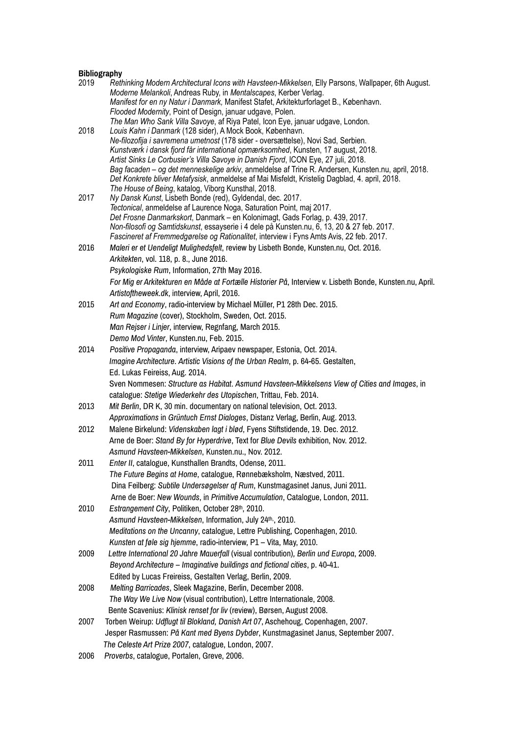**Bibliography**

2019 *Rethinking Modern Architectural Icons with Havsteen-Mikkelsen*, Elly Parsons, Wallpaper, 6th August.
*Moderne Melankoli*, Andreas Ruby, in *Mentalscapes*, Kerber Verlag.
*Manifest for en ny Natur i Danmark,* Manifest Stafet, Arkitekturforlaget B., København.
*Flooded Modernity*, Point of Design, januar udgave, Polen.
*The Man Who Sank Villa Savoye*, af Riya Patel, Icon Eye, januar udgave, London.

2018 *Louis Kahn i Danmark* (128 sider), A Mock Book, København.
*Ne-filozofija i savremena umetnost* (178 sider - oversættelse), Novi Sad, Serbien.
*Kunstværk i dansk fjord får international opmærksomhed*, Kunsten, 17 august, 2018.
*Artist Sinks Le Corbusier's Villa Savoye in Danish Fjord*, ICON Eye, 27 juli, 2018.
*Bag facaden – og det menneskelige arkiv*, anmeldelse af Trine R. Andersen, Kunsten.nu, april, 2018.
*Det Konkrete bliver Metafysisk*, anmeldelse af Mai Misfeldt, Kristelig Dagblad, 4. april, 2018.
*The House of Being*, katalog, Viborg Kunsthal, 2018.

2017 *Ny Dansk Kunst*, Lisbeth Bonde (red), Gyldendal, dec. 2017.
*Tectonical*, anmeldelse af Laurence Noga, Saturation Point, maj 2017.
*Det Frosne Danmarkskort*, Danmark – en Kolonimagt, Gads Forlag, p. 439, 2017.
*Non-filosofi og Samtidskunst*, essayserie i 4 dele på Kunsten.nu, 6, 13, 20 & 27 feb. 2017.
*Fascineret af Fremmedgørelse og Rationalitet*, interview i Fyns Amts Avis, 22 feb. 2017.

2016 *Maleri er et Uendeligt Mulighedsfelt*, review by Lisbeth Bonde, Kunsten.nu, Oct. 2016.
*Arkitekten*, vol. 118, p. 8., June 2016.
*Psykologiske Rum*, Information, 27th May 2016.
*For Mig er Arkitekturen en Måde at Fortælle Historier På*, Interview v. Lisbeth Bonde, Kunsten.nu, April.
*Artistoftheweek.dk*, interview, April, 2016.

2015 *Art and Economy*, radio-interview by Michael Müller, P1 28th Dec. 2015.
*Rum Magazine* (cover), Stockholm, Sweden, Oct. 2015.
*Man Rejser i Linjer*, interview, Regnfang, March 2015.
*Demo Mod Vinter*, Kunsten.nu, Feb. 2015.

2014 *Positive Propaganda*, interview, Aripaev newspaper, Estonia, Oct. 2014.
*Imagine Architecture. Artistic Visions of the Urban Realm*, p. 64-65. Gestalten,
Ed. Lukas Feireiss, Aug. 2014.
Sven Nommesen: *Structure as Habitat. Asmund Havsteen-Mikkelsens View of Cities and Images*, in catalogue: *Stetige Wiederkehr des Utopischen*, Trittau, Feb. 2014.

2013 *Mit Berlin*, DR K, 30 min. documentary on national television, Oct. 2013.
*Approximations* in *Grüntuch Ernst Dialoges*, Distanz Verlag, Berlin, Aug. 2013.

2012 Malene Birkelund: *Videnskaben lagt i blød*, Fyens Stiftstidende, 19. Dec. 2012.
Arne de Boer: *Stand By for Hyperdrive*, Text for *Blue Devils* exhibition, Nov. 2012.
*Asmund Havsteen-Mikkelsen*, Kunsten.nu., Nov. 2012.

2011 *Enter II*, catalogue, Kunsthallen Brandts, Odense, 2011.
*The Future Begins at Home*, catalogue, Rønnebæksholm, Næstved, 2011.
Dina Feilberg: *Subtile Undersøgelser af Rum*, Kunstmagasinet Janus, Juni 2011.
Arne de Boer: *New Wounds*, in *Primitive Accumulation*, Catalogue, London, 2011.

2010 *Estrangement City*, Politiken, October 28th, 2010.
*Asmund Havsteen-Mikkelsen*, Information, July 24th., 2010.
*Meditations on the Uncanny*, catalogue, Lettre Publishing, Copenhagen, 2010.
*Kunsten at føle sig hjemme*, radio-interview, P1 – Vita, May, 2010.

2009 *Lettre International 20 Jahre Mauerfall* (visual contribution), *Berlin und Europa*, 2009.
*Beyond Architecture – Imaginative buildings and fictional cities*, p. 40-41.
Edited by Lucas Freireiss, Gestalten Verlag, Berlin, 2009.

2008 *Melting Barricades*, Sleek Magazine, Berlin, December 2008.
*The Way We Live Now* (visual contribution), Lettre Internationale, 2008.
Bente Scavenius: *Klinisk renset for liv* (review), Børsen, August 2008.

2007 Torben Weirup: *Udflugt til Blokland, Danish Art 07*, Aschehoug, Copenhagen, 2007.
Jesper Rasmussen: *På Kant med Byens Dybder*, Kunstmagasinet Janus, September 2007.
*The Celeste Art Prize 2007*, catalogue, London, 2007.

2006 *Proverbs*, catalogue, Portalen, Greve, 2006.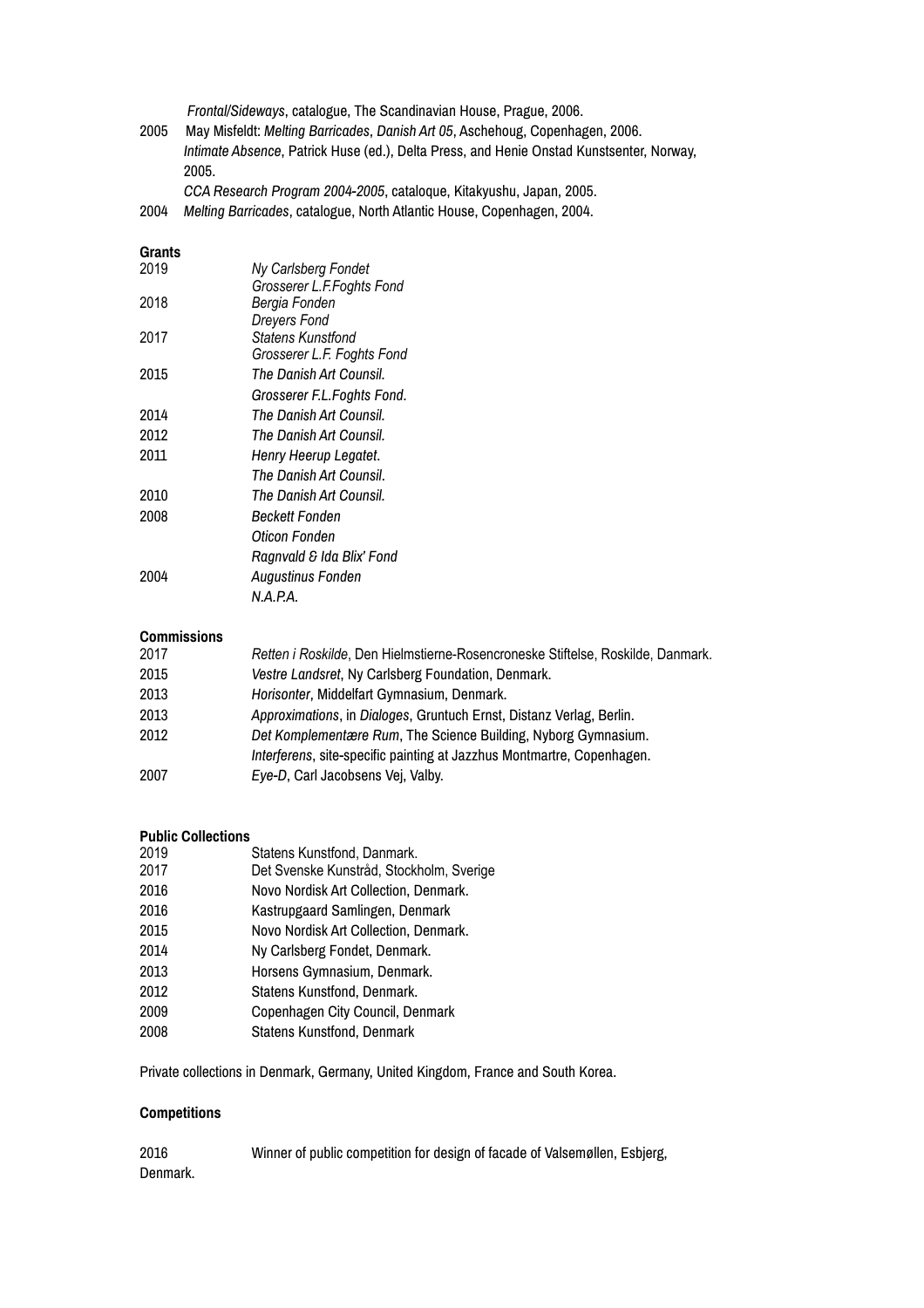*Frontal/Sideways*, catalogue, The Scandinavian House, Prague, 2006.

2005 May Misfeldt: *Melting Barricades*, *Danish Art 05*, Aschehoug, Copenhagen, 2006.
*Intimate Absence*, Patrick Huse (ed.), Delta Press, and Henie Onstad Kunstsenter, Norway, 2005.
*CCA Research Program 2004-2005*, cataloque, Kitakyushu, Japan, 2005.

2004 *Melting Barricades*, catalogue, North Atlantic House, Copenhagen, 2004.

**Grants**

2019 *Ny Carlsberg Fondet*
*Grosserer L.F.Foghts Fond*
2018 *Bergia Fonden*
*Dreyers Fond*
2017 *Statens Kunstfond*
*Grosserer L.F. Foghts Fond*
2015 *The Danish Art Counsil.*
*Grosserer F.L.Foghts Fond.*
2014 *The Danish Art Counsil.*
2012 *The Danish Art Counsil.*
2011 *Henry Heerup Legatet.*
*The Danish Art Counsil.*
2010 *The Danish Art Counsil.*
2008 *Beckett Fonden*
*Oticon Fonden*
*Ragnvald & Ida Blix' Fond*
2004 *Augustinus Fonden*
*N.A.P.A.*

**Commissions**

2017 *Retten i Roskilde*, Den Hielmstierne-Rosencroneske Stiftelse, Roskilde, Danmark.
2015 *Vestre Landsret*, Ny Carlsberg Foundation, Denmark.
2013 *Horisonter*, Middelfart Gymnasium, Denmark.
2013 *Approximations*, in *Dialoges*, Gruntuch Ernst, Distanz Verlag, Berlin.
2012 *Det Komplementære Rum*, The Science Building, Nyborg Gymnasium.
*Interferens*, site-specific painting at Jazzhus Montmartre, Copenhagen.
2007 *Eye-D*, Carl Jacobsens Vej, Valby.

**Public Collections**

2019 Statens Kunstfond, Danmark.
2017 Det Svenske Kunstråd, Stockholm, Sverige
2016 Novo Nordisk Art Collection, Denmark.
2016 Kastrupgaard Samlingen, Denmark
2015 Novo Nordisk Art Collection, Denmark.
2014 Ny Carlsberg Fondet, Denmark.
2013 Horsens Gymnasium, Denmark.
2012 Statens Kunstfond, Denmark.
2009 Copenhagen City Council, Denmark
2008 Statens Kunstfond, Denmark

Private collections in Denmark, Germany, United Kingdom, France and South Korea.

**Competitions**

2016 Winner of public competition for design of facade of Valsemøllen, Esbjerg, Denmark.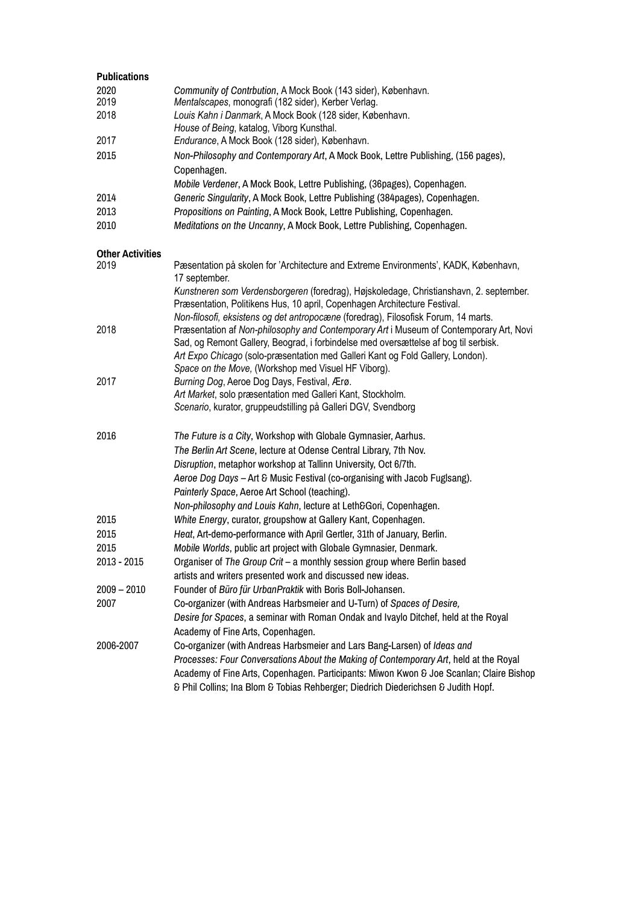**Publications**

| | |
|---|---|
| 2020 | *Community of Contrbution*, A Mock Book (143 sider), København. |
| 2019 | *Mentalscapes*, monografi (182 sider), Kerber Verlag. |
| 2018 | *Louis Kahn i Danmark*, A Mock Book (128 sider, København. |
| | *House of Being*, katalog, Viborg Kunsthal. |
| 2017 | *Endurance*, A Mock Book (128 sider), København. |
| 2015 | *Non-Philosophy and Contemporary Art*, A Mock Book, Lettre Publishing, (156 pages), Copenhagen. |
| | *Mobile Verdener*, A Mock Book, Lettre Publishing, (36pages), Copenhagen. |
| 2014 | *Generic Singularity*, A Mock Book, Lettre Publishing (384pages), Copenhagen. |
| 2013 | *Propositions on Painting*, A Mock Book, Lettre Publishing, Copenhagen. |
| 2010 | *Meditations on the Uncanny*, A Mock Book, Lettre Publishing, Copenhagen. |

**Other Activities**

| | |
|---|---|
| 2019 | Pæsentation på skolen for 'Architecture and Extreme Environments', KADK, København, 17 september. |
| | *Kunstneren som Verdensborgeren* (foredrag), Højskoledage, Christianshavn, 2. september. |
| | Præsentation, Politikens Hus, 10 april, Copenhagen Architecture Festival. |
| | *Non-filosofi, eksistens og det antropocæne* (foredrag), Filosofisk Forum, 14 marts. |
| 2018 | Præsentation af *Non-philosophy and Contemporary Art* i Museum of Contemporary Art, Novi Sad, og Remont Gallery, Beograd, i forbindelse med oversættelse af bog til serbisk. |
| | *Art Expo Chicago* (solo-præsentation med Galleri Kant og Fold Gallery, London). |
| | *Space on the Move,* (Workshop med Visuel HF Viborg). |
| 2017 | *Burning Dog*, Aeroe Dog Days, Festival, Ærø. |
| | *Art Market*, solo præsentation med Galleri Kant, Stockholm. |
| | *Scenario*, kurator, gruppeudstilling på Galleri DGV, Svendborg |
| 2016 | *The Future is a City*, Workshop with Globale Gymnasier, Aarhus. |
| | *The Berlin Art Scene*, lecture at Odense Central Library, 7th Nov. |
| | *Disruption*, metaphor workshop at Tallinn University, Oct 6/7th. |
| | *Aeroe Dog Days* – Art & Music Festival (co-organising with Jacob Fuglsang). |
| | *Painterly Space*, Aeroe Art School (teaching). |
| | *Non-philosophy and Louis Kahn*, lecture at Leth&Gori, Copenhagen. |
| 2015 | *White Energy*, curator, groupshow at Gallery Kant, Copenhagen. |
| 2015 | *Heat*, Art-demo-performance with April Gertler, 31th of January, Berlin. |
| 2015 | *Mobile Worlds*, public art project with Globale Gymnasier, Denmark. |
| 2013 - 2015 | Organiser of *The Group Crit* – a monthly session group where Berlin based artists and writers presented work and discussed new ideas. |
| 2009 – 2010 | Founder of *Büro für UrbanPraktik* with Boris Boll-Johansen. |
| 2007 | Co-organizer (with Andreas Harbsmeier and U-Turn) of *Spaces of Desire, Desire for Spaces*, a seminar with Roman Ondak and Ivaylo Ditchef, held at the Royal Academy of Fine Arts, Copenhagen. |
| 2006-2007 | Co-organizer (with Andreas Harbsmeier and Lars Bang-Larsen) of *Ideas and Processes: Four Conversations About the Making of Contemporary Art*, held at the Royal Academy of Fine Arts, Copenhagen. Participants: Miwon Kwon & Joe Scanlan; Claire Bishop & Phil Collins; Ina Blom & Tobias Rehberger; Diedrich Diederichsen & Judith Hopf. |